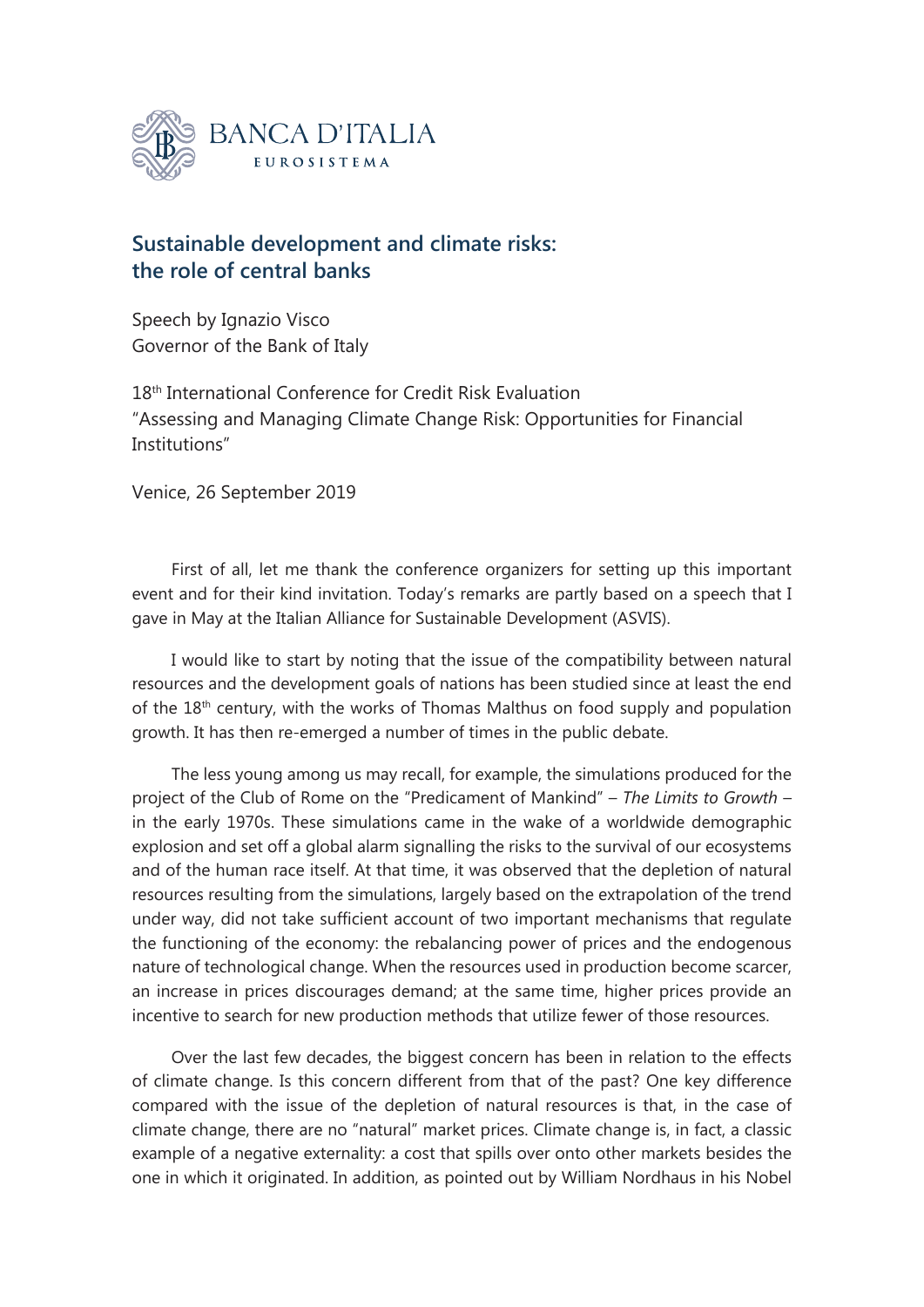BANCA D'ITALIA
EUROSISTEMA

# Sustainable development and climate risks: the role of central banks

Speech by Ignazio Visco
Governor of the Bank of Italy

18th International Conference for Credit Risk Evaluation
"Assessing and Managing Climate Change Risk: Opportunities for Financial Institutions"

Venice, 26 September 2019

First of all, let me thank the conference organizers for setting up this important event and for their kind invitation. Today's remarks are partly based on a speech that I gave in May at the Italian Alliance for Sustainable Development (ASVIS).

I would like to start by noting that the issue of the compatibility between natural resources and the development goals of nations has been studied since at least the end of the 18th century, with the works of Thomas Malthus on food supply and population growth. It has then re-emerged a number of times in the public debate.

The less young among us may recall, for example, the simulations produced for the project of the Club of Rome on the "Predicament of Mankind" – *The Limits to Growth* – in the early 1970s. These simulations came in the wake of a worldwide demographic explosion and set off a global alarm signalling the risks to the survival of our ecosystems and of the human race itself. At that time, it was observed that the depletion of natural resources resulting from the simulations, largely based on the extrapolation of the trend under way, did not take sufficient account of two important mechanisms that regulate the functioning of the economy: the rebalancing power of prices and the endogenous nature of technological change. When the resources used in production become scarcer, an increase in prices discourages demand; at the same time, higher prices provide an incentive to search for new production methods that utilize fewer of those resources.

Over the last few decades, the biggest concern has been in relation to the effects of climate change. Is this concern different from that of the past? One key difference compared with the issue of the depletion of natural resources is that, in the case of climate change, there are no "natural" market prices. Climate change is, in fact, a classic example of a negative externality: a cost that spills over onto other markets besides the one in which it originated. In addition, as pointed out by William Nordhaus in his Nobel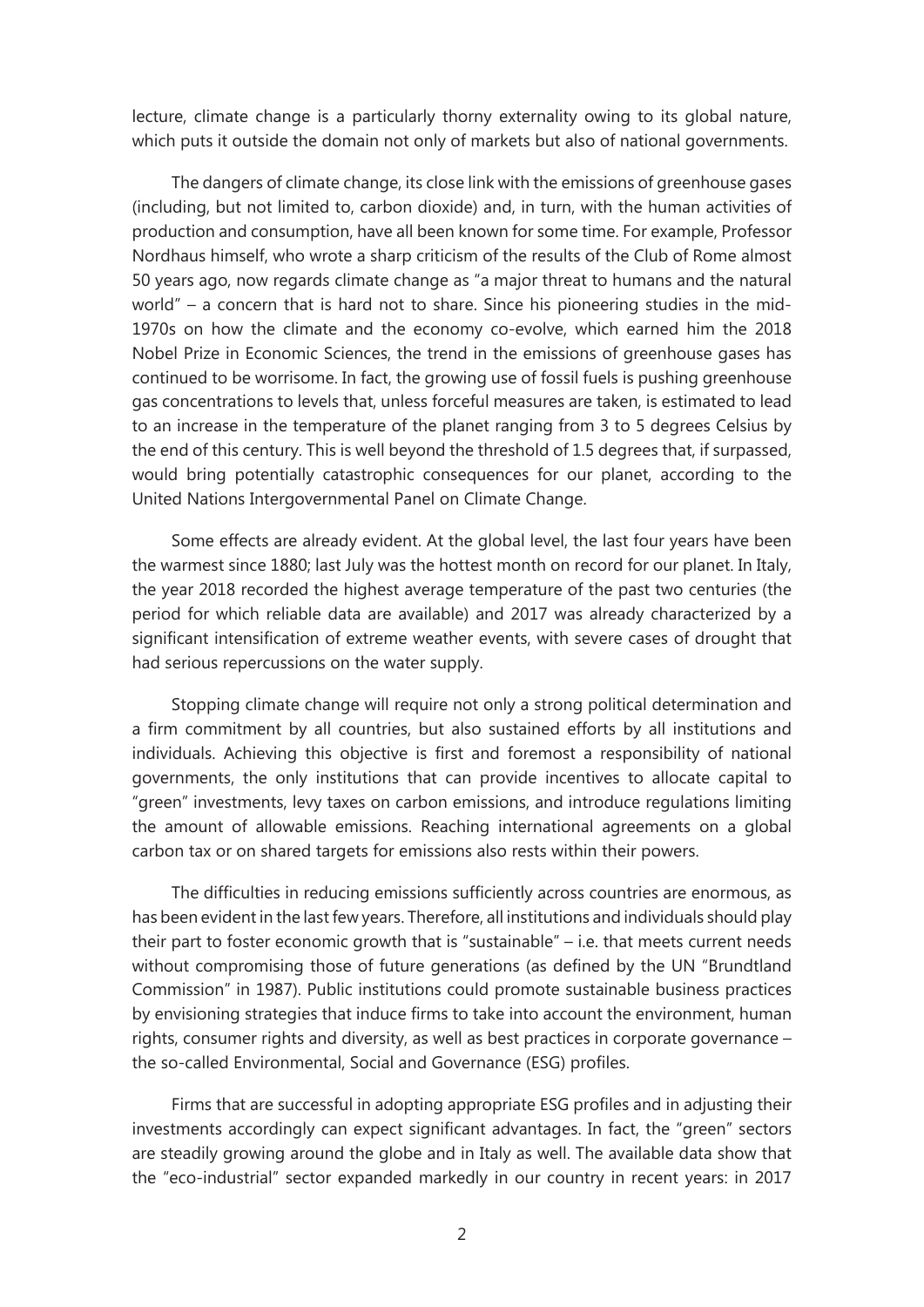lecture, climate change is a particularly thorny externality owing to its global nature, which puts it outside the domain not only of markets but also of national governments.

The dangers of climate change, its close link with the emissions of greenhouse gases (including, but not limited to, carbon dioxide) and, in turn, with the human activities of production and consumption, have all been known for some time. For example, Professor Nordhaus himself, who wrote a sharp criticism of the results of the Club of Rome almost 50 years ago, now regards climate change as "a major threat to humans and the natural world" – a concern that is hard not to share. Since his pioneering studies in the mid-1970s on how the climate and the economy co-evolve, which earned him the 2018 Nobel Prize in Economic Sciences, the trend in the emissions of greenhouse gases has continued to be worrisome. In fact, the growing use of fossil fuels is pushing greenhouse gas concentrations to levels that, unless forceful measures are taken, is estimated to lead to an increase in the temperature of the planet ranging from 3 to 5 degrees Celsius by the end of this century. This is well beyond the threshold of 1.5 degrees that, if surpassed, would bring potentially catastrophic consequences for our planet, according to the United Nations Intergovernmental Panel on Climate Change.

Some effects are already evident. At the global level, the last four years have been the warmest since 1880; last July was the hottest month on record for our planet. In Italy, the year 2018 recorded the highest average temperature of the past two centuries (the period for which reliable data are available) and 2017 was already characterized by a significant intensification of extreme weather events, with severe cases of drought that had serious repercussions on the water supply.

Stopping climate change will require not only a strong political determination and a firm commitment by all countries, but also sustained efforts by all institutions and individuals. Achieving this objective is first and foremost a responsibility of national governments, the only institutions that can provide incentives to allocate capital to "green" investments, levy taxes on carbon emissions, and introduce regulations limiting the amount of allowable emissions. Reaching international agreements on a global carbon tax or on shared targets for emissions also rests within their powers.

The difficulties in reducing emissions sufficiently across countries are enormous, as has been evident in the last few years. Therefore, all institutions and individuals should play their part to foster economic growth that is "sustainable" – i.e. that meets current needs without compromising those of future generations (as defined by the UN "Brundtland Commission" in 1987). Public institutions could promote sustainable business practices by envisioning strategies that induce firms to take into account the environment, human rights, consumer rights and diversity, as well as best practices in corporate governance – the so-called Environmental, Social and Governance (ESG) profiles.

Firms that are successful in adopting appropriate ESG profiles and in adjusting their investments accordingly can expect significant advantages. In fact, the "green" sectors are steadily growing around the globe and in Italy as well. The available data show that the "eco-industrial" sector expanded markedly in our country in recent years: in 2017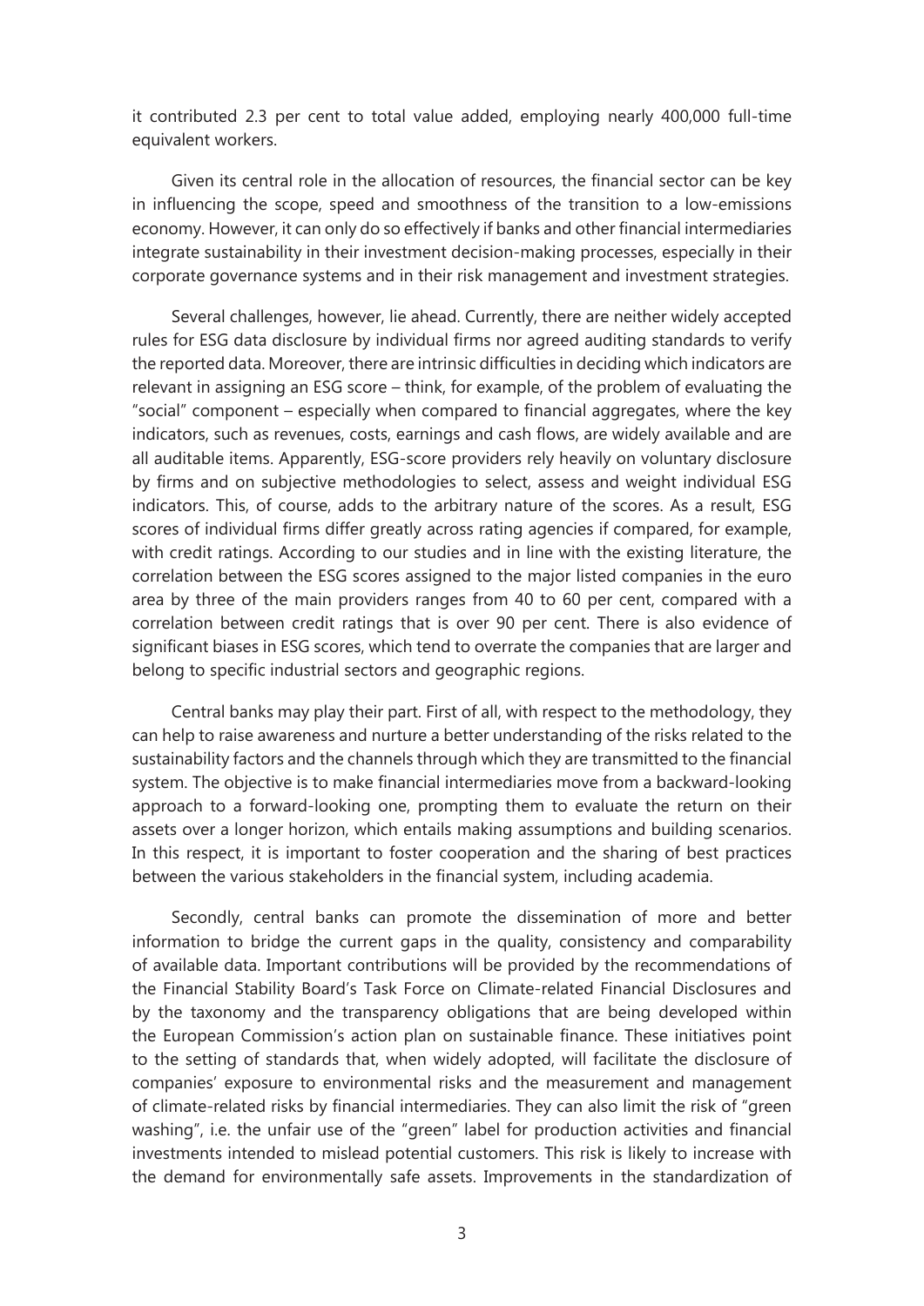it contributed 2.3 per cent to total value added, employing nearly 400,000 full-time equivalent workers.

Given its central role in the allocation of resources, the financial sector can be key in influencing the scope, speed and smoothness of the transition to a low-emissions economy. However, it can only do so effectively if banks and other financial intermediaries integrate sustainability in their investment decision-making processes, especially in their corporate governance systems and in their risk management and investment strategies.

Several challenges, however, lie ahead. Currently, there are neither widely accepted rules for ESG data disclosure by individual firms nor agreed auditing standards to verify the reported data. Moreover, there are intrinsic difficulties in deciding which indicators are relevant in assigning an ESG score – think, for example, of the problem of evaluating the "social" component – especially when compared to financial aggregates, where the key indicators, such as revenues, costs, earnings and cash flows, are widely available and are all auditable items. Apparently, ESG-score providers rely heavily on voluntary disclosure by firms and on subjective methodologies to select, assess and weight individual ESG indicators. This, of course, adds to the arbitrary nature of the scores. As a result, ESG scores of individual firms differ greatly across rating agencies if compared, for example, with credit ratings. According to our studies and in line with the existing literature, the correlation between the ESG scores assigned to the major listed companies in the euro area by three of the main providers ranges from 40 to 60 per cent, compared with a correlation between credit ratings that is over 90 per cent. There is also evidence of significant biases in ESG scores, which tend to overrate the companies that are larger and belong to specific industrial sectors and geographic regions.

Central banks may play their part. First of all, with respect to the methodology, they can help to raise awareness and nurture a better understanding of the risks related to the sustainability factors and the channels through which they are transmitted to the financial system. The objective is to make financial intermediaries move from a backward-looking approach to a forward-looking one, prompting them to evaluate the return on their assets over a longer horizon, which entails making assumptions and building scenarios. In this respect, it is important to foster cooperation and the sharing of best practices between the various stakeholders in the financial system, including academia.

Secondly, central banks can promote the dissemination of more and better information to bridge the current gaps in the quality, consistency and comparability of available data. Important contributions will be provided by the recommendations of the Financial Stability Board's Task Force on Climate-related Financial Disclosures and by the taxonomy and the transparency obligations that are being developed within the European Commission's action plan on sustainable finance. These initiatives point to the setting of standards that, when widely adopted, will facilitate the disclosure of companies' exposure to environmental risks and the measurement and management of climate-related risks by financial intermediaries. They can also limit the risk of "green washing", i.e. the unfair use of the "green" label for production activities and financial investments intended to mislead potential customers. This risk is likely to increase with the demand for environmentally safe assets. Improvements in the standardization of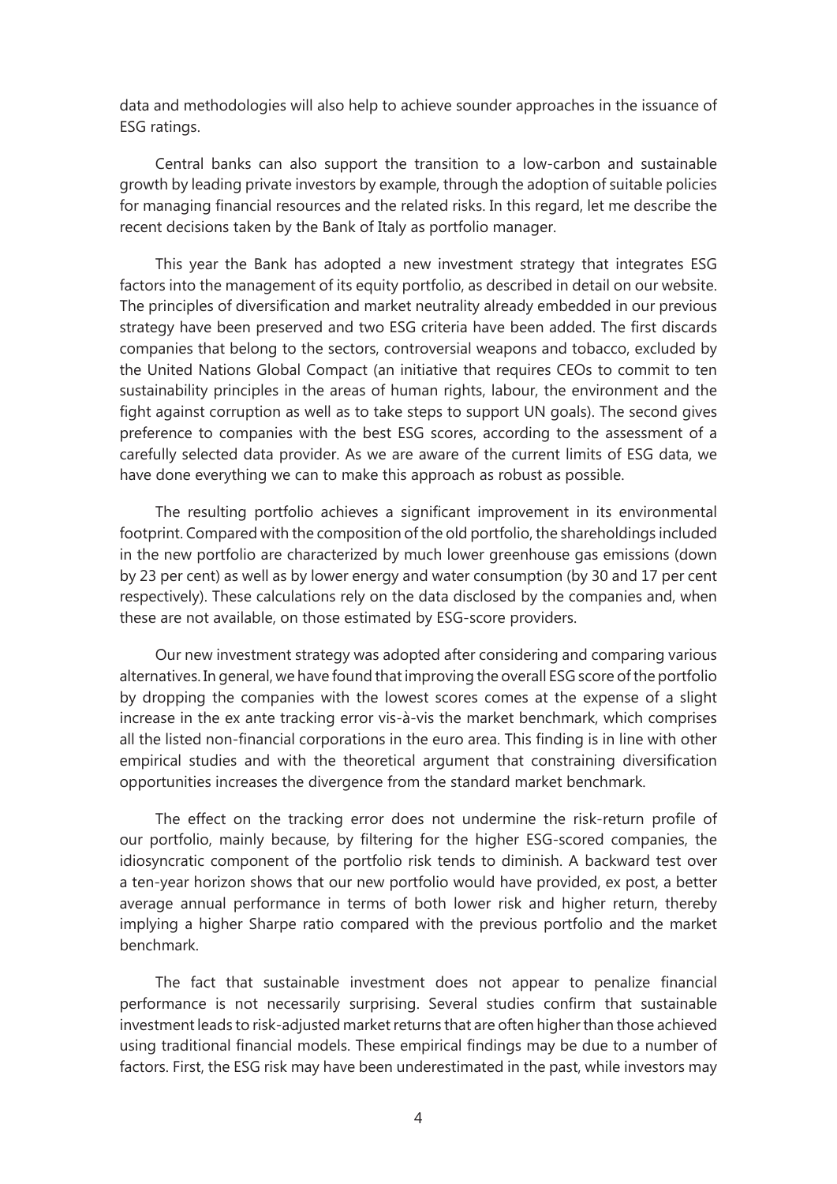data and methodologies will also help to achieve sounder approaches in the issuance of ESG ratings.

Central banks can also support the transition to a low-carbon and sustainable growth by leading private investors by example, through the adoption of suitable policies for managing financial resources and the related risks. In this regard, let me describe the recent decisions taken by the Bank of Italy as portfolio manager.

This year the Bank has adopted a new investment strategy that integrates ESG factors into the management of its equity portfolio, as described in detail on our website. The principles of diversification and market neutrality already embedded in our previous strategy have been preserved and two ESG criteria have been added. The first discards companies that belong to the sectors, controversial weapons and tobacco, excluded by the United Nations Global Compact (an initiative that requires CEOs to commit to ten sustainability principles in the areas of human rights, labour, the environment and the fight against corruption as well as to take steps to support UN goals). The second gives preference to companies with the best ESG scores, according to the assessment of a carefully selected data provider. As we are aware of the current limits of ESG data, we have done everything we can to make this approach as robust as possible.

The resulting portfolio achieves a significant improvement in its environmental footprint. Compared with the composition of the old portfolio, the shareholdings included in the new portfolio are characterized by much lower greenhouse gas emissions (down by 23 per cent) as well as by lower energy and water consumption (by 30 and 17 per cent respectively). These calculations rely on the data disclosed by the companies and, when these are not available, on those estimated by ESG-score providers.

Our new investment strategy was adopted after considering and comparing various alternatives. In general, we have found that improving the overall ESG score of the portfolio by dropping the companies with the lowest scores comes at the expense of a slight increase in the ex ante tracking error vis-à-vis the market benchmark, which comprises all the listed non-financial corporations in the euro area. This finding is in line with other empirical studies and with the theoretical argument that constraining diversification opportunities increases the divergence from the standard market benchmark.

The effect on the tracking error does not undermine the risk-return profile of our portfolio, mainly because, by filtering for the higher ESG-scored companies, the idiosyncratic component of the portfolio risk tends to diminish. A backward test over a ten-year horizon shows that our new portfolio would have provided, ex post, a better average annual performance in terms of both lower risk and higher return, thereby implying a higher Sharpe ratio compared with the previous portfolio and the market benchmark.

The fact that sustainable investment does not appear to penalize financial performance is not necessarily surprising. Several studies confirm that sustainable investment leads to risk-adjusted market returns that are often higher than those achieved using traditional financial models. These empirical findings may be due to a number of factors. First, the ESG risk may have been underestimated in the past, while investors may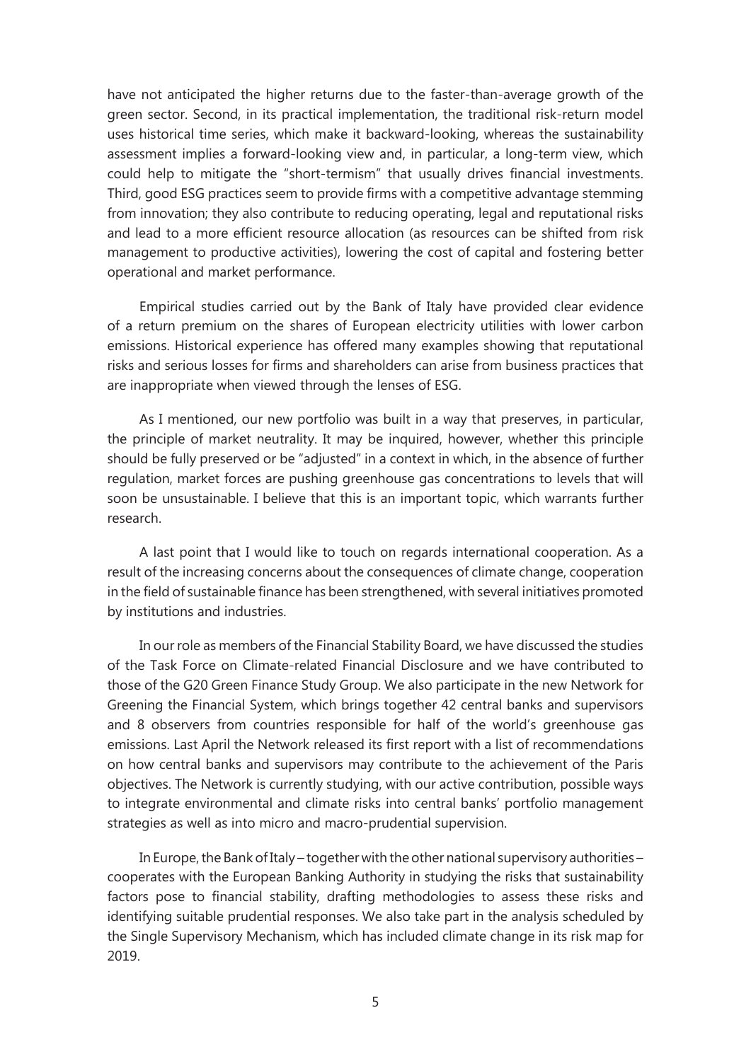have not anticipated the higher returns due to the faster-than-average growth of the green sector. Second, in its practical implementation, the traditional risk-return model uses historical time series, which make it backward-looking, whereas the sustainability assessment implies a forward-looking view and, in particular, a long-term view, which could help to mitigate the "short-termism" that usually drives financial investments. Third, good ESG practices seem to provide firms with a competitive advantage stemming from innovation; they also contribute to reducing operating, legal and reputational risks and lead to a more efficient resource allocation (as resources can be shifted from risk management to productive activities), lowering the cost of capital and fostering better operational and market performance.

Empirical studies carried out by the Bank of Italy have provided clear evidence of a return premium on the shares of European electricity utilities with lower carbon emissions. Historical experience has offered many examples showing that reputational risks and serious losses for firms and shareholders can arise from business practices that are inappropriate when viewed through the lenses of ESG.

As I mentioned, our new portfolio was built in a way that preserves, in particular, the principle of market neutrality. It may be inquired, however, whether this principle should be fully preserved or be "adjusted" in a context in which, in the absence of further regulation, market forces are pushing greenhouse gas concentrations to levels that will soon be unsustainable. I believe that this is an important topic, which warrants further research.

A last point that I would like to touch on regards international cooperation. As a result of the increasing concerns about the consequences of climate change, cooperation in the field of sustainable finance has been strengthened, with several initiatives promoted by institutions and industries.

In our role as members of the Financial Stability Board, we have discussed the studies of the Task Force on Climate-related Financial Disclosure and we have contributed to those of the G20 Green Finance Study Group. We also participate in the new Network for Greening the Financial System, which brings together 42 central banks and supervisors and 8 observers from countries responsible for half of the world's greenhouse gas emissions. Last April the Network released its first report with a list of recommendations on how central banks and supervisors may contribute to the achievement of the Paris objectives. The Network is currently studying, with our active contribution, possible ways to integrate environmental and climate risks into central banks' portfolio management strategies as well as into micro and macro-prudential supervision.

In Europe, the Bank of Italy – together with the other national supervisory authorities – cooperates with the European Banking Authority in studying the risks that sustainability factors pose to financial stability, drafting methodologies to assess these risks and identifying suitable prudential responses. We also take part in the analysis scheduled by the Single Supervisory Mechanism, which has included climate change in its risk map for 2019.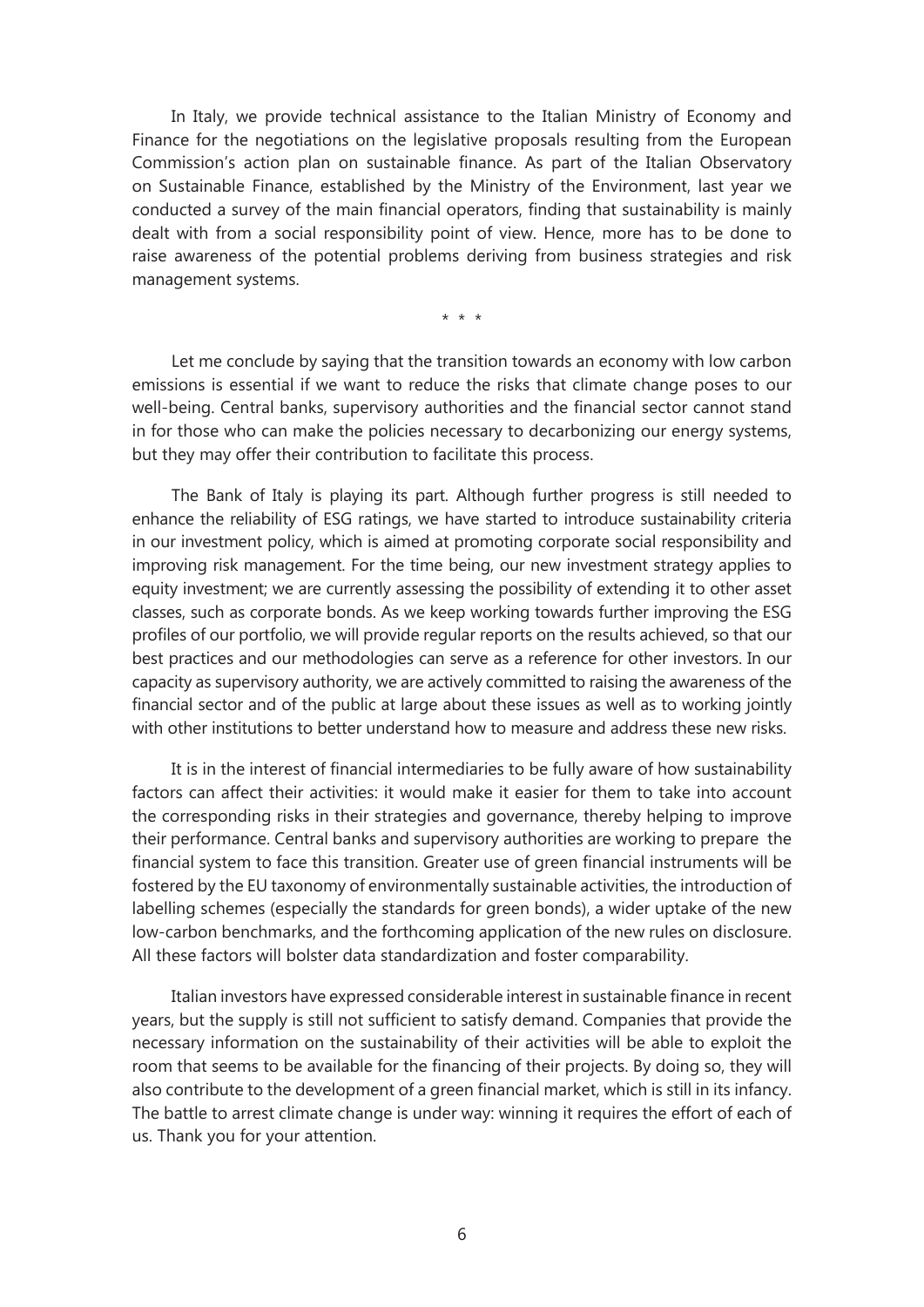In Italy, we provide technical assistance to the Italian Ministry of Economy and Finance for the negotiations on the legislative proposals resulting from the European Commission's action plan on sustainable finance. As part of the Italian Observatory on Sustainable Finance, established by the Ministry of the Environment, last year we conducted a survey of the main financial operators, finding that sustainability is mainly dealt with from a social responsibility point of view. Hence, more has to be done to raise awareness of the potential problems deriving from business strategies and risk management systems.

\* \* \*

Let me conclude by saying that the transition towards an economy with low carbon emissions is essential if we want to reduce the risks that climate change poses to our well-being. Central banks, supervisory authorities and the financial sector cannot stand in for those who can make the policies necessary to decarbonizing our energy systems, but they may offer their contribution to facilitate this process.

The Bank of Italy is playing its part. Although further progress is still needed to enhance the reliability of ESG ratings, we have started to introduce sustainability criteria in our investment policy, which is aimed at promoting corporate social responsibility and improving risk management. For the time being, our new investment strategy applies to equity investment; we are currently assessing the possibility of extending it to other asset classes, such as corporate bonds. As we keep working towards further improving the ESG profiles of our portfolio, we will provide regular reports on the results achieved, so that our best practices and our methodologies can serve as a reference for other investors. In our capacity as supervisory authority, we are actively committed to raising the awareness of the financial sector and of the public at large about these issues as well as to working jointly with other institutions to better understand how to measure and address these new risks.

It is in the interest of financial intermediaries to be fully aware of how sustainability factors can affect their activities: it would make it easier for them to take into account the corresponding risks in their strategies and governance, thereby helping to improve their performance. Central banks and supervisory authorities are working to prepare the financial system to face this transition. Greater use of green financial instruments will be fostered by the EU taxonomy of environmentally sustainable activities, the introduction of labelling schemes (especially the standards for green bonds), a wider uptake of the new low-carbon benchmarks, and the forthcoming application of the new rules on disclosure. All these factors will bolster data standardization and foster comparability.

Italian investors have expressed considerable interest in sustainable finance in recent years, but the supply is still not sufficient to satisfy demand. Companies that provide the necessary information on the sustainability of their activities will be able to exploit the room that seems to be available for the financing of their projects. By doing so, they will also contribute to the development of a green financial market, which is still in its infancy. The battle to arrest climate change is under way: winning it requires the effort of each of us. Thank you for your attention.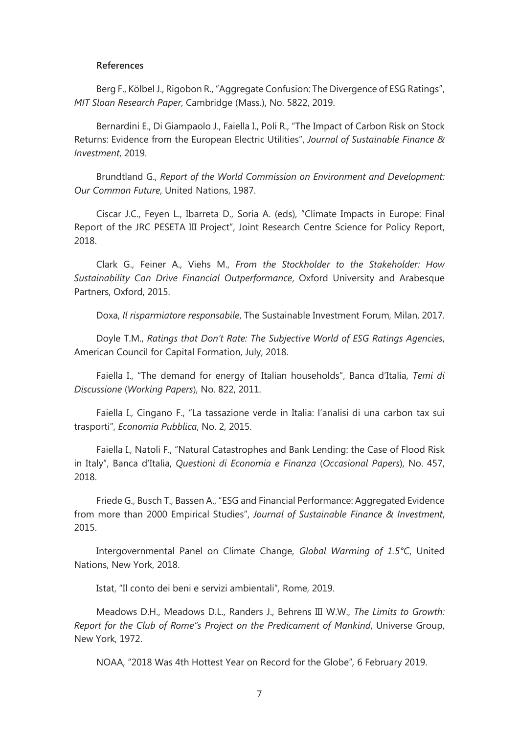**References**

Berg F., Kölbel J., Rigobon R., "Aggregate Confusion: The Divergence of ESG Ratings", *MIT Sloan Research Paper*, Cambridge (Mass.), No. 5822, 2019.

Bernardini E., Di Giampaolo J., Faiella I., Poli R., "The Impact of Carbon Risk on Stock Returns: Evidence from the European Electric Utilities", *Journal of Sustainable Finance & Investment*, 2019.

Brundtland G., *Report of the World Commission on Environment and Development: Our Common Future*, United Nations, 1987.

Ciscar J.C., Feyen L., Ibarreta D., Soria A. (eds), "Climate Impacts in Europe: Final Report of the JRC PESETA III Project", Joint Research Centre Science for Policy Report, 2018.

Clark G., Feiner A., Viehs M., *From the Stockholder to the Stakeholder: How Sustainability Can Drive Financial Outperformance*, Oxford University and Arabesque Partners, Oxford, 2015.

Doxa, *Il risparmiatore responsabile*, The Sustainable Investment Forum, Milan, 2017.

Doyle T.M., *Ratings that Don't Rate: The Subjective World of ESG Ratings Agencies*, American Council for Capital Formation, July, 2018.

Faiella I., "The demand for energy of Italian households", Banca d'Italia, *Temi di Discussione* (*Working Papers*), No. 822, 2011.

Faiella I., Cingano F., "La tassazione verde in Italia: l'analisi di una carbon tax sui trasporti", *Economia Pubblica*, No. 2, 2015.

Faiella I., Natoli F., "Natural Catastrophes and Bank Lending: the Case of Flood Risk in Italy", Banca d'Italia, *Questioni di Economia e Finanza* (*Occasional Papers*), No. 457, 2018.

Friede G., Busch T., Bassen A., "ESG and Financial Performance: Aggregated Evidence from more than 2000 Empirical Studies", *Journal of Sustainable Finance & Investment*, 2015.

Intergovernmental Panel on Climate Change, *Global Warming of 1.5°C*, United Nations, New York, 2018.

Istat, "Il conto dei beni e servizi ambientali", Rome, 2019.

Meadows D.H., Meadows D.L., Randers J., Behrens III W.W., *The Limits to Growth: Report for the Club of Rome"s Project on the Predicament of Mankind*, Universe Group, New York, 1972.

NOAA, "2018 Was 4th Hottest Year on Record for the Globe", 6 February 2019.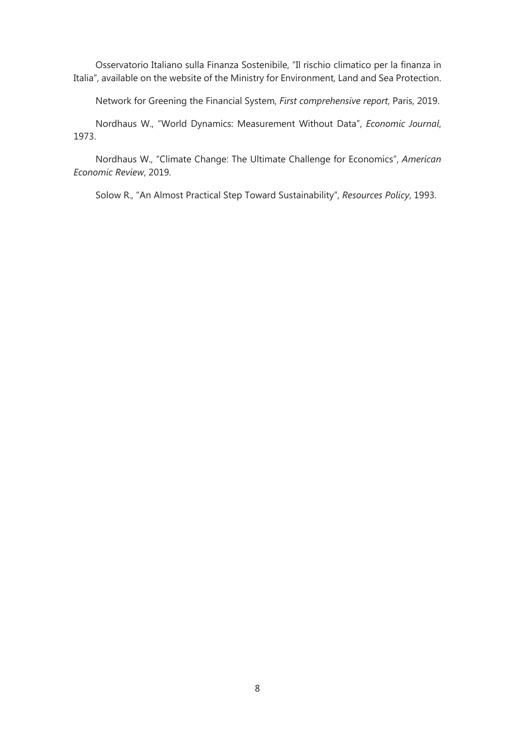Osservatorio Italiano sulla Finanza Sostenibile, "Il rischio climatico per la finanza in Italia", available on the website of the Ministry for Environment, Land and Sea Protection.

Network for Greening the Financial System, *First comprehensive report*, Paris, 2019.

Nordhaus W., "World Dynamics: Measurement Without Data", *Economic Journal*, 1973.

Nordhaus W., "Climate Change: The Ultimate Challenge for Economics", *American Economic Review*, 2019.

Solow R., "An Almost Practical Step Toward Sustainability", *Resources Policy*, 1993.